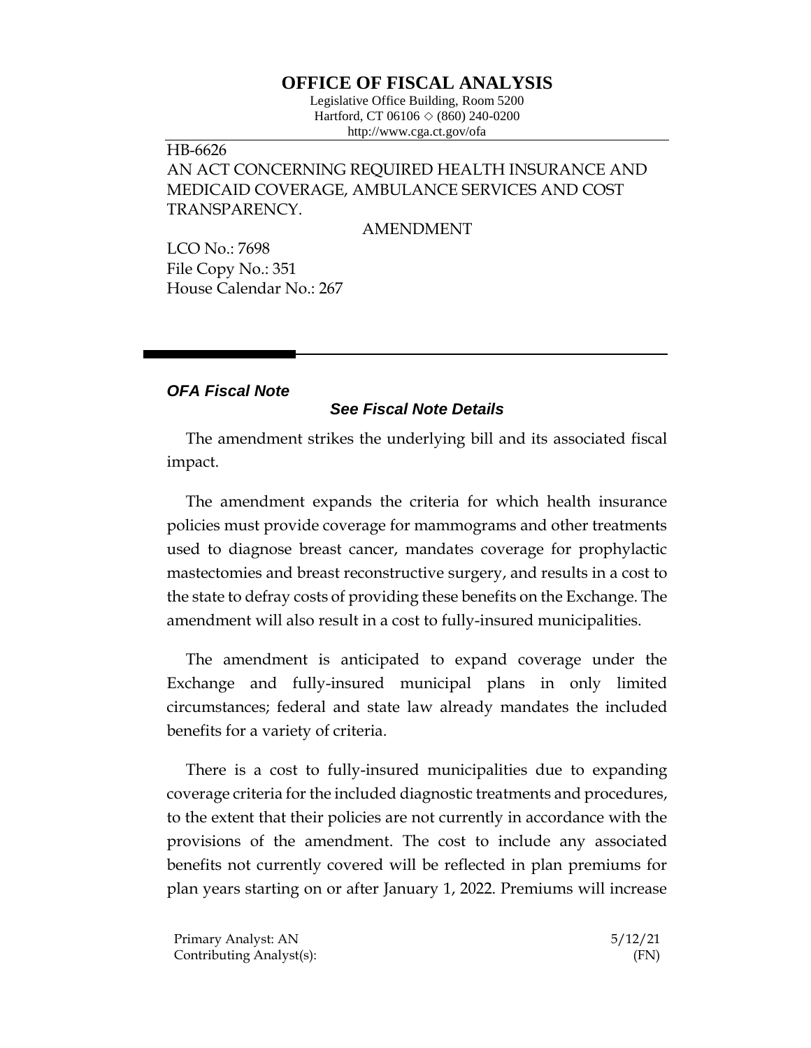# OFFICE OF FISCAL ANALYSIS

Legislative Office Building, Room 5200
Hartford, CT 06106 ◇ (860) 240-0200
http://www.cga.ct.gov/ofa

HB-6626
AN ACT CONCERNING REQUIRED HEALTH INSURANCE AND MEDICAID COVERAGE, AMBULANCE SERVICES AND COST TRANSPARENCY.

AMENDMENT

LCO No.: 7698
File Copy No.: 351
House Calendar No.: 267

***OFA Fiscal Note***

***See Fiscal Note Details***

The amendment strikes the underlying bill and its associated fiscal impact.

The amendment expands the criteria for which health insurance policies must provide coverage for mammograms and other treatments used to diagnose breast cancer, mandates coverage for prophylactic mastectomies and breast reconstructive surgery, and results in a cost to the state to defray costs of providing these benefits on the Exchange. The amendment will also result in a cost to fully-insured municipalities.

The amendment is anticipated to expand coverage under the Exchange and fully-insured municipal plans in only limited circumstances; federal and state law already mandates the included benefits for a variety of criteria.

There is a cost to fully-insured municipalities due to expanding coverage criteria for the included diagnostic treatments and procedures, to the extent that their policies are not currently in accordance with the provisions of the amendment. The cost to include any associated benefits not currently covered will be reflected in plan premiums for plan years starting on or after January 1, 2022. Premiums will increase

Primary Analyst: AN
Contributing Analyst(s):

5/12/21
(FN)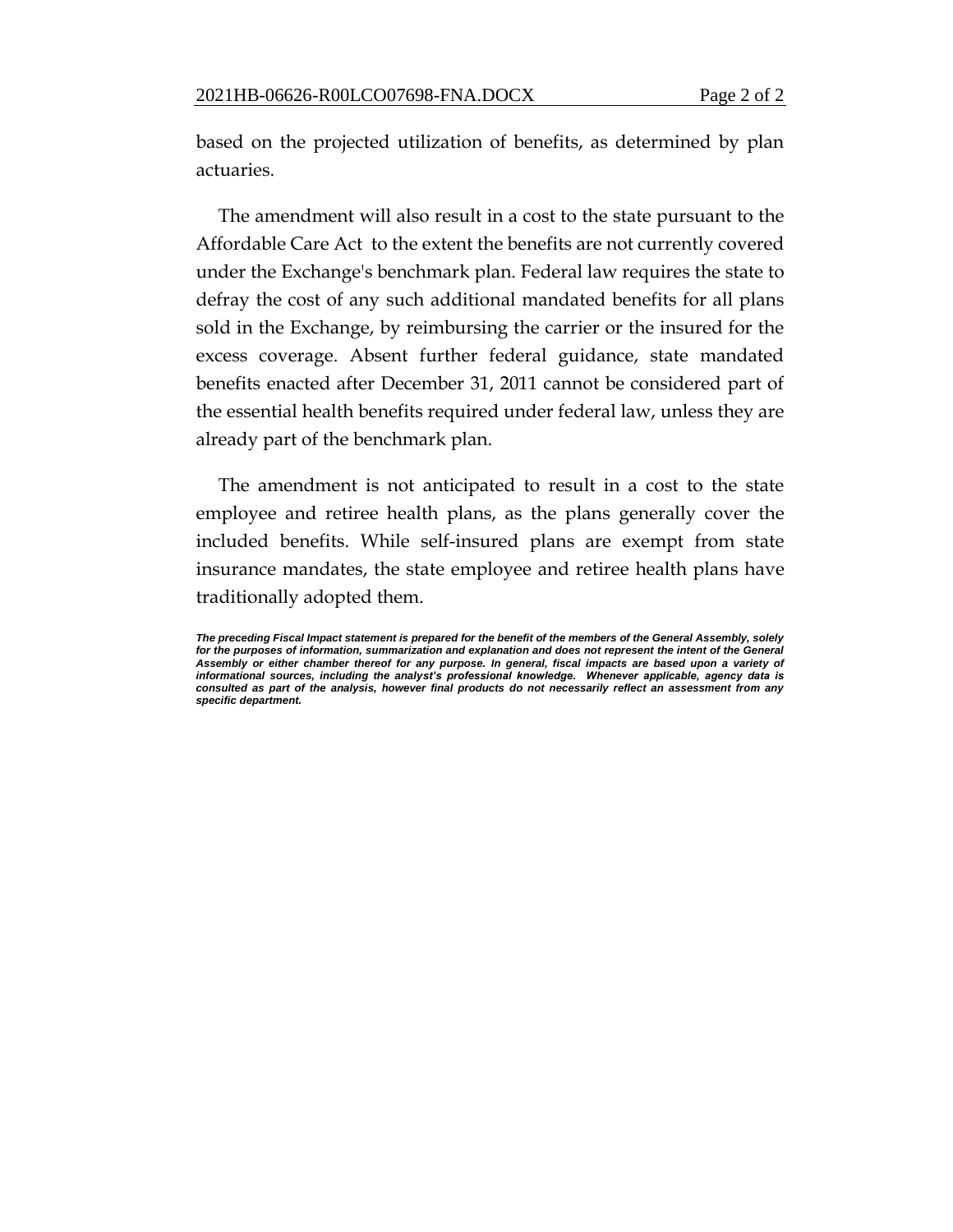based on the projected utilization of benefits, as determined by plan actuaries.

The amendment will also result in a cost to the state pursuant to the Affordable Care Act to the extent the benefits are not currently covered under the Exchange's benchmark plan. Federal law requires the state to defray the cost of any such additional mandated benefits for all plans sold in the Exchange, by reimbursing the carrier or the insured for the excess coverage. Absent further federal guidance, state mandated benefits enacted after December 31, 2011 cannot be considered part of the essential health benefits required under federal law, unless they are already part of the benchmark plan.

The amendment is not anticipated to result in a cost to the state employee and retiree health plans, as the plans generally cover the included benefits. While self-insured plans are exempt from state insurance mandates, the state employee and retiree health plans have traditionally adopted them.

***The preceding Fiscal Impact statement is prepared for the benefit of the members of the General Assembly, solely for the purposes of information, summarization and explanation and does not represent the intent of the General Assembly or either chamber thereof for any purpose. In general, fiscal impacts are based upon a variety of informational sources, including the analyst's professional knowledge. Whenever applicable, agency data is consulted as part of the analysis, however final products do not necessarily reflect an assessment from any specific department.***